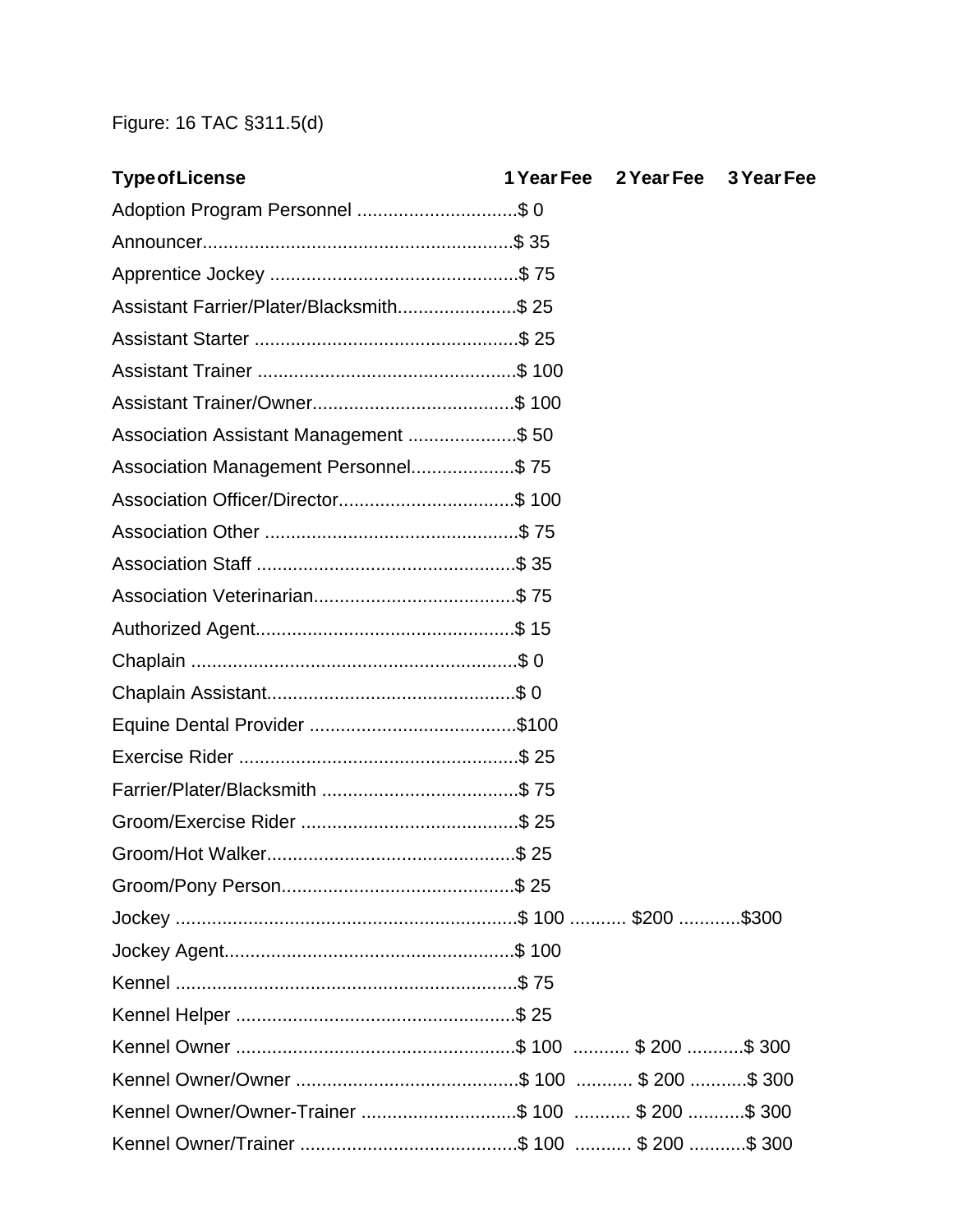Figure: 16 TAC §311.5(d)

| Type of License | 1 Year Fee | 2 Year Fee | 3 Year Fee |
| --- | --- | --- | --- |
| Adoption Program Personnel | $ 0 | | |
| Announcer | $ 35 | | |
| Apprentice Jockey | $ 75 | | |
| Assistant Farrier/Plater/Blacksmith | $ 25 | | |
| Assistant Starter | $ 25 | | |
| Assistant Trainer | $ 100 | | |
| Assistant Trainer/Owner | $ 100 | | |
| Association Assistant Management | $ 50 | | |
| Association Management Personnel | $ 75 | | |
| Association Officer/Director | $ 100 | | |
| Association Other | $ 75 | | |
| Association Staff | $ 35 | | |
| Association Veterinarian | $ 75 | | |
| Authorized Agent | $ 15 | | |
| Chaplain | $ 0 | | |
| Chaplain Assistant | $ 0 | | |
| Equine Dental Provider | $100 | | |
| Exercise Rider | $ 25 | | |
| Farrier/Plater/Blacksmith | $ 75 | | |
| Groom/Exercise Rider | $ 25 | | |
| Groom/Hot Walker | $ 25 | | |
| Groom/Pony Person | $ 25 | | |
| Jockey | $ 100 | $200 | $300 |
| Jockey Agent | $ 100 | | |
| Kennel | $ 75 | | |
| Kennel Helper | $ 25 | | |
| Kennel Owner | $ 100 | $ 200 | $ 300 |
| Kennel Owner/Owner | $ 100 | $ 200 | $ 300 |
| Kennel Owner/Owner-Trainer | $ 100 | $ 200 | $ 300 |
| Kennel Owner/Trainer | $ 100 | $ 200 | $ 300 |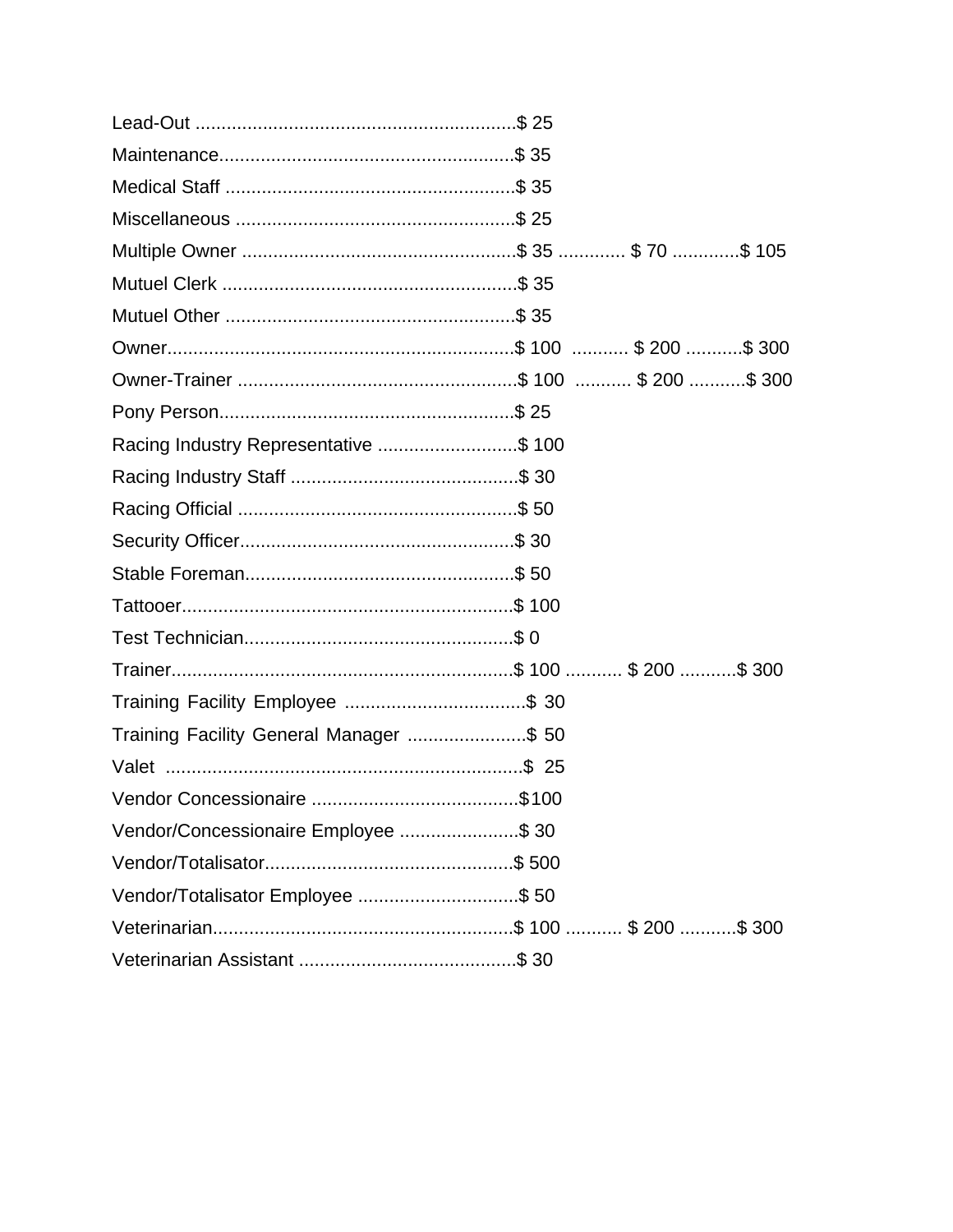Lead-Out ............................................................$ 25

Maintenance........................................................$ 35

Medical Staff .......................................................$ 35

Miscellaneous .....................................................$ 25

Multiple Owner ....................................................$ 35 ............ $ 70 ............$ 105

Mutuel Clerk ........................................................$ 35

Mutuel Other .......................................................$ 35

Owner..................................................................$ 100 ........... $ 200 ...........$ 300

Owner-Trainer .....................................................$ 100 ........... $ 200 ...........$ 300

Pony Person........................................................$ 25

Racing Industry Representative ...........................$ 100

Racing Industry Staff ............................................$ 30

Racing Official .....................................................$ 50

Security Officer....................................................$ 30

Stable Foreman...................................................$ 50

Tattooer...............................................................$ 100

Test Technician...................................................$ 0

Trainer.................................................................$ 100 ........... $ 200 ...........$ 300

Training Facility Employee ...................................$ 30

Training Facility General Manager .......................$ 50

Valet ....................................................................$ 25

Vendor Concessionaire ........................................$100

Vendor/Concessionaire Employee .......................$ 30

Vendor/Totalisator................................................$ 500

Vendor/Totalisator Employee ...............................$ 50

Veterinarian.........................................................$ 100 ........... $ 200 ...........$ 300

Veterinarian Assistant ..........................................$ 30